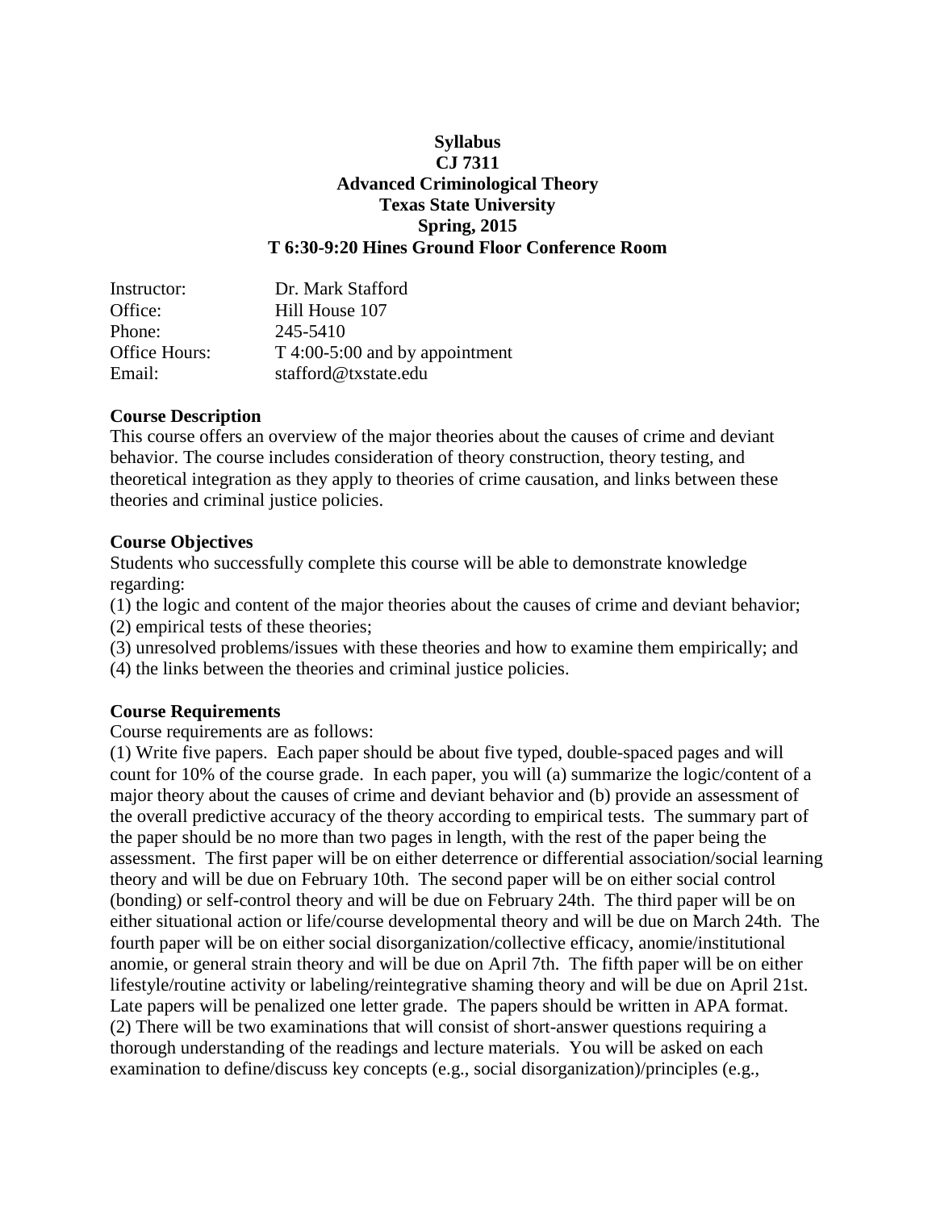**Syllabus**
**CJ 7311**
**Advanced Criminological Theory**
**Texas State University**
**Spring, 2015**
**T 6:30-9:20 Hines Ground Floor Conference Room**

| | |
|---|---|
| Instructor: | Dr. Mark Stafford |
| Office: | Hill House 107 |
| Phone: | 245-5410 |
| Office Hours: | T 4:00-5:00 and by appointment |
| Email: | stafford@txstate.edu |

**Course Description**

This course offers an overview of the major theories about the causes of crime and deviant behavior. The course includes consideration of theory construction, theory testing, and theoretical integration as they apply to theories of crime causation, and links between these theories and criminal justice policies.

**Course Objectives**

Students who successfully complete this course will be able to demonstrate knowledge regarding:

(1) the logic and content of the major theories about the causes of crime and deviant behavior;
(2) empirical tests of these theories;
(3) unresolved problems/issues with these theories and how to examine them empirically; and
(4) the links between the theories and criminal justice policies.

**Course Requirements**

Course requirements are as follows:

(1) Write five papers. Each paper should be about five typed, double-spaced pages and will count for 10% of the course grade. In each paper, you will (a) summarize the logic/content of a major theory about the causes of crime and deviant behavior and (b) provide an assessment of the overall predictive accuracy of the theory according to empirical tests. The summary part of the paper should be no more than two pages in length, with the rest of the paper being the assessment. The first paper will be on either deterrence or differential association/social learning theory and will be due on February 10th. The second paper will be on either social control (bonding) or self-control theory and will be due on February 24th. The third paper will be on either situational action or life/course developmental theory and will be due on March 24th. The fourth paper will be on either social disorganization/collective efficacy, anomie/institutional anomie, or general strain theory and will be due on April 7th. The fifth paper will be on either lifestyle/routine activity or labeling/reintegrative shaming theory and will be due on April 21st. Late papers will be penalized one letter grade. The papers should be written in APA format.

(2) There will be two examinations that will consist of short-answer questions requiring a thorough understanding of the readings and lecture materials. You will be asked on each examination to define/discuss key concepts (e.g., social disorganization)/principles (e.g.,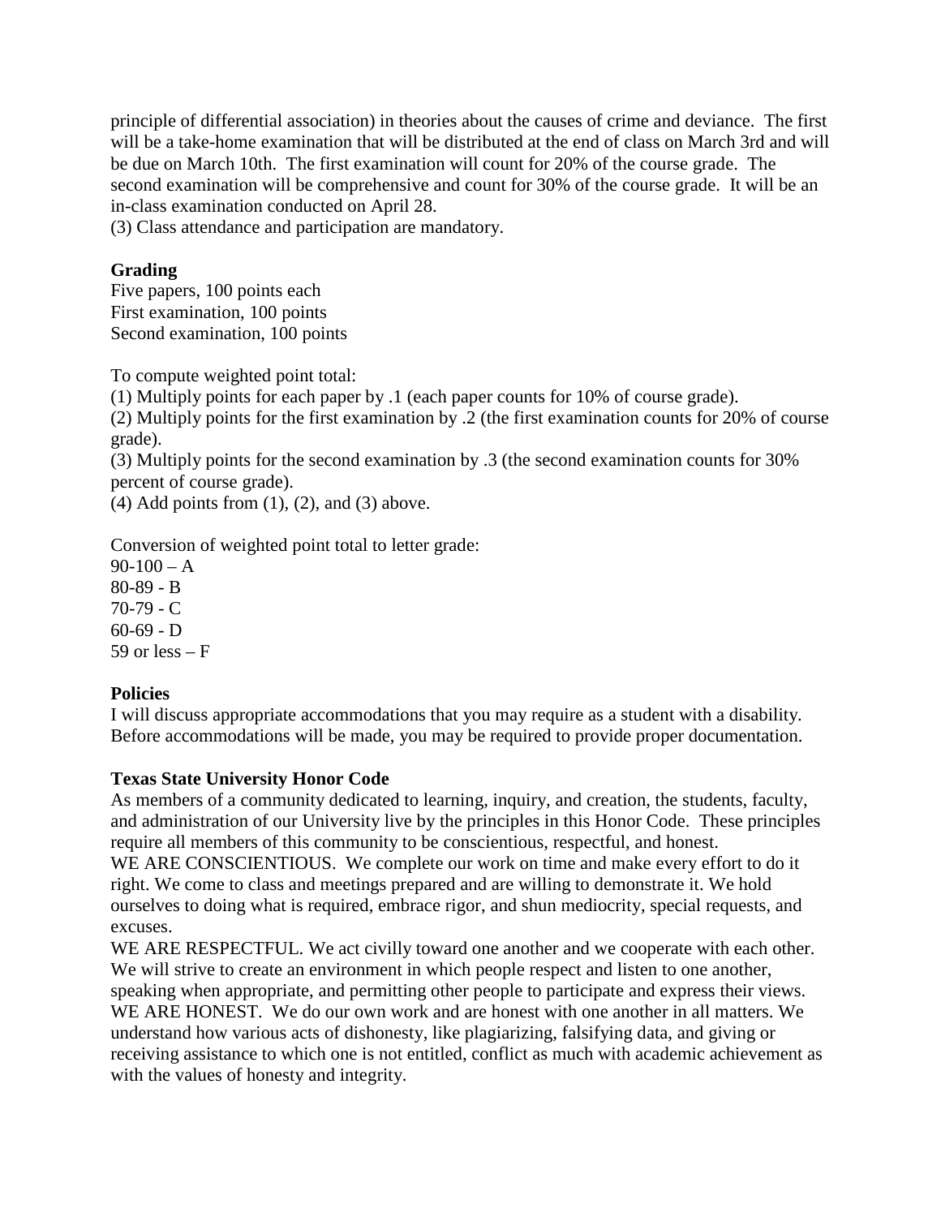principle of differential association) in theories about the causes of crime and deviance. The first will be a take-home examination that will be distributed at the end of class on March 3rd and will be due on March 10th. The first examination will count for 20% of the course grade. The second examination will be comprehensive and count for 30% of the course grade. It will be an in-class examination conducted on April 28.
(3) Class attendance and participation are mandatory.

**Grading**
Five papers, 100 points each
First examination, 100 points
Second examination, 100 points

To compute weighted point total:
(1) Multiply points for each paper by .1 (each paper counts for 10% of course grade).
(2) Multiply points for the first examination by .2 (the first examination counts for 20% of course grade).
(3) Multiply points for the second examination by .3 (the second examination counts for 30% percent of course grade).
(4) Add points from (1), (2), and (3) above.

Conversion of weighted point total to letter grade:
90-100 – A
80-89 - B
70-79 - C
60-69 - D
59 or less – F

**Policies**
I will discuss appropriate accommodations that you may require as a student with a disability. Before accommodations will be made, you may be required to provide proper documentation.

**Texas State University Honor Code**
As members of a community dedicated to learning, inquiry, and creation, the students, faculty, and administration of our University live by the principles in this Honor Code. These principles require all members of this community to be conscientious, respectful, and honest.
WE ARE CONSCIENTIOUS. We complete our work on time and make every effort to do it right. We come to class and meetings prepared and are willing to demonstrate it. We hold ourselves to doing what is required, embrace rigor, and shun mediocrity, special requests, and excuses.
WE ARE RESPECTFUL. We act civilly toward one another and we cooperate with each other. We will strive to create an environment in which people respect and listen to one another, speaking when appropriate, and permitting other people to participate and express their views.
WE ARE HONEST. We do our own work and are honest with one another in all matters. We understand how various acts of dishonesty, like plagiarizing, falsifying data, and giving or receiving assistance to which one is not entitled, conflict as much with academic achievement as with the values of honesty and integrity.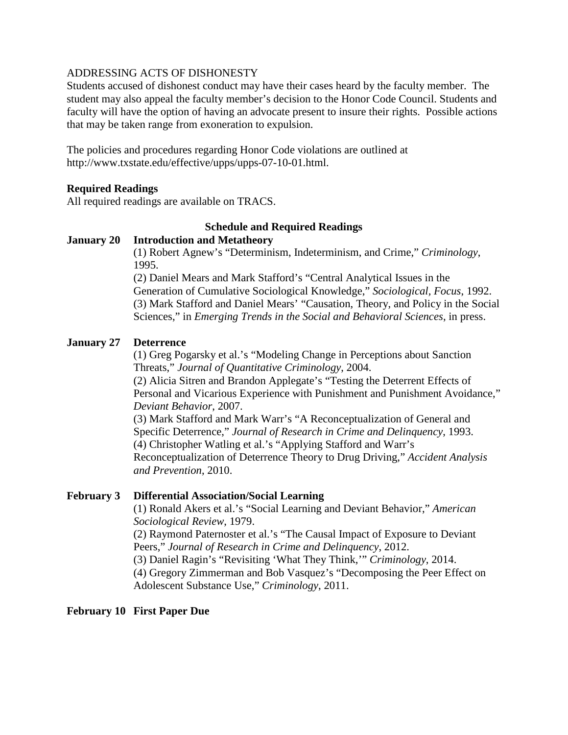ADDRESSING ACTS OF DISHONESTY

Students accused of dishonest conduct may have their cases heard by the faculty member. The student may also appeal the faculty member's decision to the Honor Code Council. Students and faculty will have the option of having an advocate present to insure their rights. Possible actions that may be taken range from exoneration to expulsion.

The policies and procedures regarding Honor Code violations are outlined at http://www.txstate.edu/effective/upps/upps-07-10-01.html.

**Required Readings**

All required readings are available on TRACS.

**Schedule and Required Readings**

**January 20 Introduction and Metatheory**

(1) Robert Agnew's "Determinism, Indeterminism, and Crime," *Criminology*, 1995.
(2) Daniel Mears and Mark Stafford's "Central Analytical Issues in the Generation of Cumulative Sociological Knowledge," *Sociological, Focus*, 1992.
(3) Mark Stafford and Daniel Mears' "Causation, Theory, and Policy in the Social Sciences," in *Emerging Trends in the Social and Behavioral Sciences*, in press.

**January 27 Deterrence**

(1) Greg Pogarsky et al.'s "Modeling Change in Perceptions about Sanction Threats," *Journal of Quantitative Criminology*, 2004.
(2) Alicia Sitren and Brandon Applegate's "Testing the Deterrent Effects of Personal and Vicarious Experience with Punishment and Punishment Avoidance," *Deviant Behavior*, 2007.
(3) Mark Stafford and Mark Warr's "A Reconceptualization of General and Specific Deterrence," *Journal of Research in Crime and Delinquency*, 1993.
(4) Christopher Watling et al.'s "Applying Stafford and Warr's Reconceptualization of Deterrence Theory to Drug Driving," *Accident Analysis and Prevention*, 2010.

**February 3 Differential Association/Social Learning**

(1) Ronald Akers et al.'s "Social Learning and Deviant Behavior," *American Sociological Review*, 1979.
(2) Raymond Paternoster et al.'s "The Causal Impact of Exposure to Deviant Peers," *Journal of Research in Crime and Delinquency*, 2012.
(3) Daniel Ragin's "Revisiting 'What They Think,'" *Criminology*, 2014.
(4) Gregory Zimmerman and Bob Vasquez's "Decomposing the Peer Effect on Adolescent Substance Use," *Criminology*, 2011.

**February 10 First Paper Due**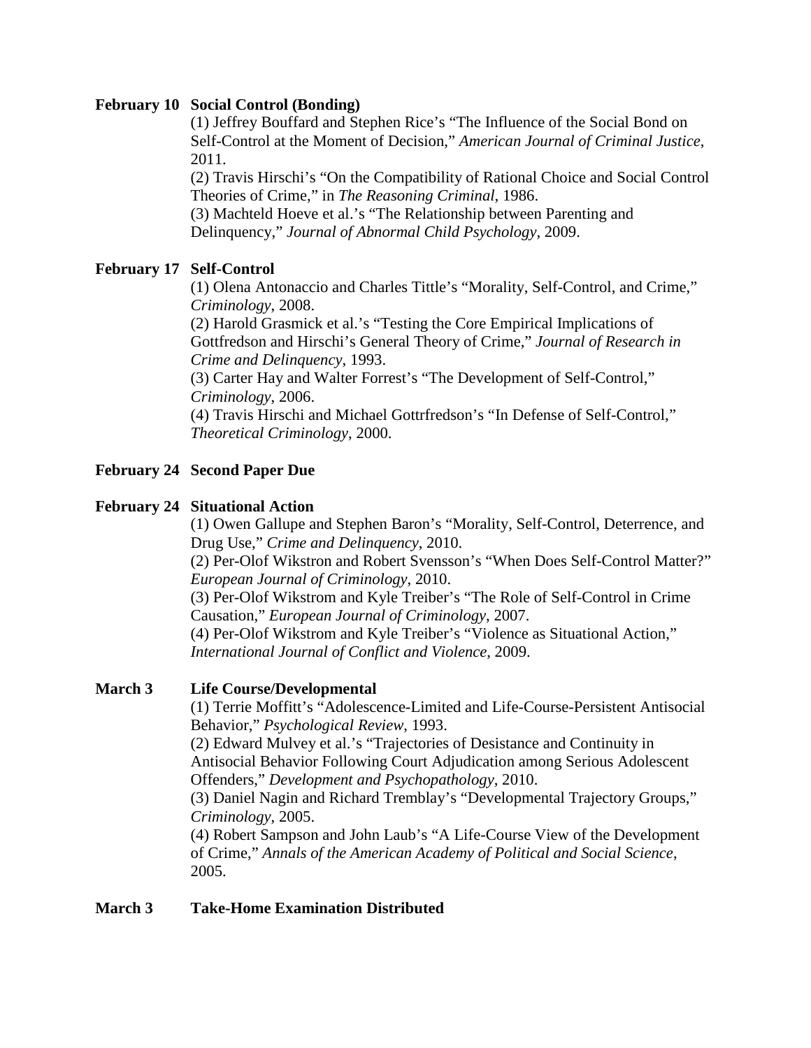**February 10 Social Control (Bonding)**

(1) Jeffrey Bouffard and Stephen Rice's "The Influence of the Social Bond on Self-Control at the Moment of Decision," *American Journal of Criminal Justice*, 2011.
(2) Travis Hirschi's "On the Compatibility of Rational Choice and Social Control Theories of Crime," in *The Reasoning Criminal*, 1986.
(3) Machteld Hoeve et al.'s "The Relationship between Parenting and Delinquency," *Journal of Abnormal Child Psychology*, 2009.

**February 17 Self-Control**

(1) Olena Antonaccio and Charles Tittle's "Morality, Self-Control, and Crime," *Criminology*, 2008.
(2) Harold Grasmick et al.'s "Testing the Core Empirical Implications of Gottfredson and Hirschi's General Theory of Crime," *Journal of Research in Crime and Delinquency*, 1993.
(3) Carter Hay and Walter Forrest's "The Development of Self-Control," *Criminology*, 2006.
(4) Travis Hirschi and Michael Gottrfredson's "In Defense of Self-Control," *Theoretical Criminology*, 2000.

**February 24 Second Paper Due**

**February 24 Situational Action**

(1) Owen Gallupe and Stephen Baron's "Morality, Self-Control, Deterrence, and Drug Use," *Crime and Delinquency*, 2010.
(2) Per-Olof Wikstron and Robert Svensson's "When Does Self-Control Matter?" *European Journal of Criminology*, 2010.
(3) Per-Olof Wikstrom and Kyle Treiber's "The Role of Self-Control in Crime Causation," *European Journal of Criminology*, 2007.
(4) Per-Olof Wikstrom and Kyle Treiber's "Violence as Situational Action," *International Journal of Conflict and Violence*, 2009.

**March 3 Life Course/Developmental**

(1) Terrie Moffitt's "Adolescence-Limited and Life-Course-Persistent Antisocial Behavior," *Psychological Review*, 1993.
(2) Edward Mulvey et al.'s "Trajectories of Desistance and Continuity in Antisocial Behavior Following Court Adjudication among Serious Adolescent Offenders," *Development and Psychopathology*, 2010.
(3) Daniel Nagin and Richard Tremblay's "Developmental Trajectory Groups," *Criminology*, 2005.
(4) Robert Sampson and John Laub's "A Life-Course View of the Development of Crime," *Annals of the American Academy of Political and Social Science*, 2005.

**March 3 Take-Home Examination Distributed**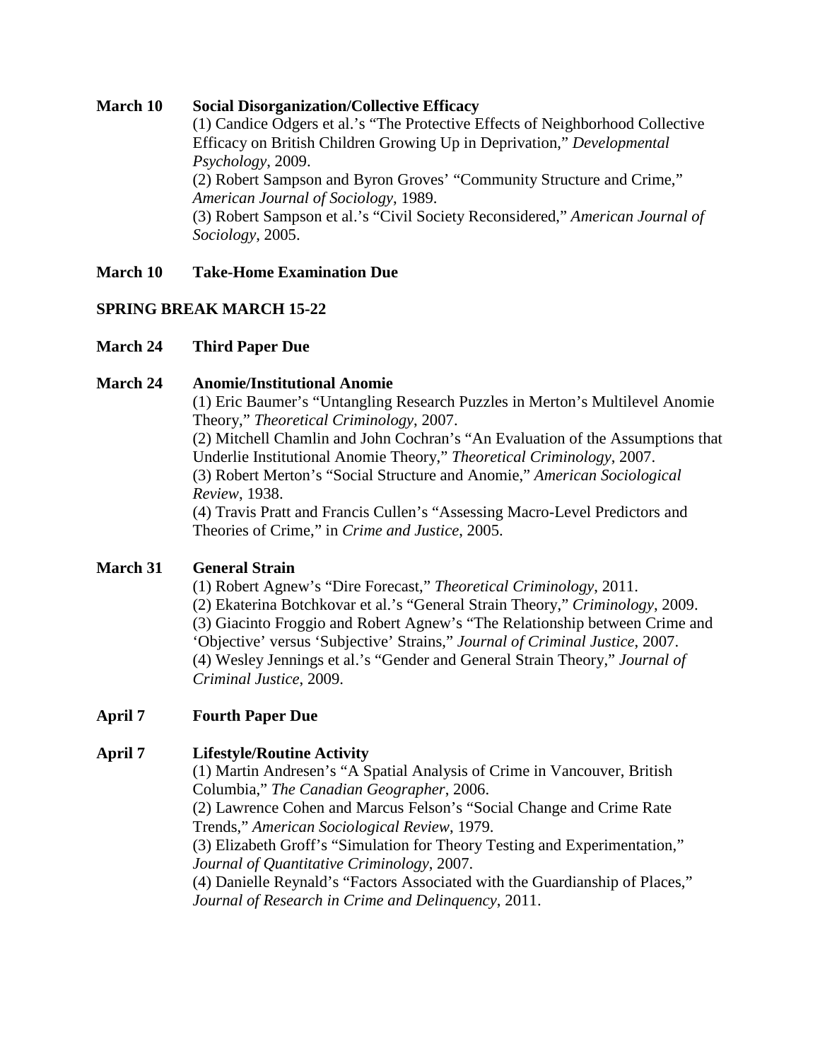**March 10** **Social Disorganization/Collective Efficacy**
(1) Candice Odgers et al.'s "The Protective Effects of Neighborhood Collective Efficacy on British Children Growing Up in Deprivation," *Developmental Psychology*, 2009.
(2) Robert Sampson and Byron Groves' "Community Structure and Crime," *American Journal of Sociology*, 1989.
(3) Robert Sampson et al.'s "Civil Society Reconsidered," *American Journal of Sociology*, 2005.

**March 10** **Take-Home Examination Due**

**SPRING BREAK MARCH 15-22**

**March 24** **Third Paper Due**

**March 24** **Anomie/Institutional Anomie**
(1) Eric Baumer's "Untangling Research Puzzles in Merton's Multilevel Anomie Theory," *Theoretical Criminology*, 2007.
(2) Mitchell Chamlin and John Cochran's "An Evaluation of the Assumptions that Underlie Institutional Anomie Theory," *Theoretical Criminology*, 2007.
(3) Robert Merton's "Social Structure and Anomie," *American Sociological Review*, 1938.
(4) Travis Pratt and Francis Cullen's "Assessing Macro-Level Predictors and Theories of Crime," in *Crime and Justice*, 2005.

**March 31** **General Strain**
(1) Robert Agnew's "Dire Forecast," *Theoretical Criminology*, 2011.
(2) Ekaterina Botchkovar et al.'s "General Strain Theory," *Criminology*, 2009.
(3) Giacinto Froggio and Robert Agnew's "The Relationship between Crime and 'Objective' versus 'Subjective' Strains," *Journal of Criminal Justice*, 2007.
(4) Wesley Jennings et al.'s "Gender and General Strain Theory," *Journal of Criminal Justice*, 2009.

**April 7** **Fourth Paper Due**

**April 7** **Lifestyle/Routine Activity**
(1) Martin Andresen's "A Spatial Analysis of Crime in Vancouver, British Columbia," *The Canadian Geographer*, 2006.
(2) Lawrence Cohen and Marcus Felson's "Social Change and Crime Rate Trends," *American Sociological Review*, 1979.
(3) Elizabeth Groff's "Simulation for Theory Testing and Experimentation," *Journal of Quantitative Criminology*, 2007.
(4) Danielle Reynald's "Factors Associated with the Guardianship of Places," *Journal of Research in Crime and Delinquency*, 2011.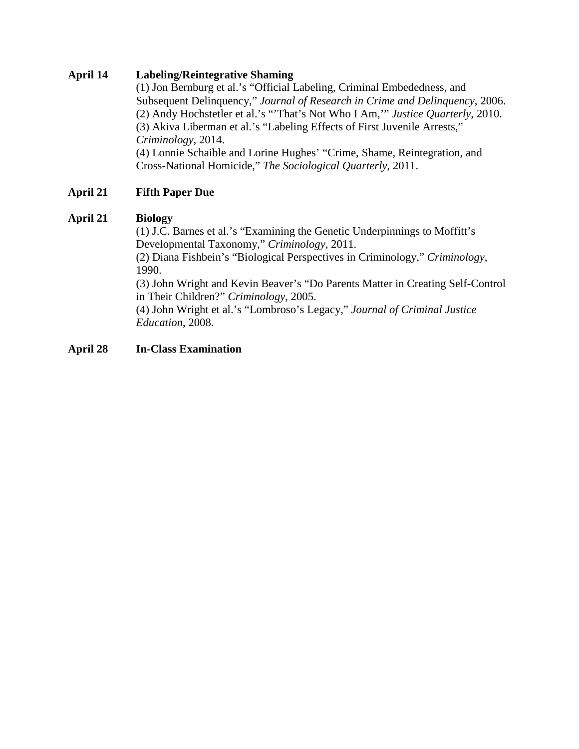**April 14** **Labeling/Reintegrative Shaming**

(1) Jon Bernburg et al.'s "Official Labeling, Criminal Embededness, and Subsequent Delinquency," *Journal of Research in Crime and Delinquency*, 2006.
(2) Andy Hochstetler et al.'s "'That's Not Who I Am,'" *Justice Quarterly*, 2010.
(3) Akiva Liberman et al.'s "Labeling Effects of First Juvenile Arrests," *Criminology*, 2014.
(4) Lonnie Schaible and Lorine Hughes' "Crime, Shame, Reintegration, and Cross-National Homicide," *The Sociological Quarterly*, 2011.

**April 21** **Fifth Paper Due**

**April 21** **Biology**

(1) J.C. Barnes et al.'s "Examining the Genetic Underpinnings to Moffitt's Developmental Taxonomy," *Criminology*, 2011.
(2) Diana Fishbein's "Biological Perspectives in Criminology," *Criminology*, 1990.
(3) John Wright and Kevin Beaver's "Do Parents Matter in Creating Self-Control in Their Children?" *Criminology*, 2005.
(4) John Wright et al.'s "Lombroso's Legacy," *Journal of Criminal Justice Education*, 2008.

**April 28** **In-Class Examination**